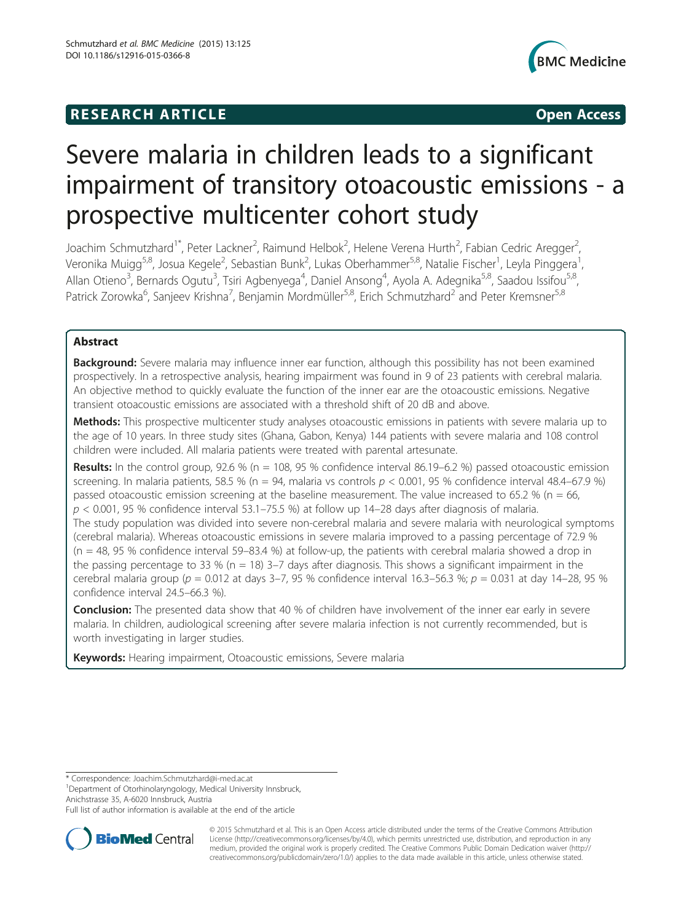**RESEARCH ARTICLE** **Open Access**

# Severe malaria in children leads to a significant impairment of transitory otoacoustic emissions - a prospective multicenter cohort study

Joachim Schmutzhard[1*], Peter Lackner[2], Raimund Helbok[2], Helene Verena Hurth[2], Fabian Cedric Aregger[2], Veronika Muigg[5,8], Josua Kegele[2], Sebastian Bunk[2], Lukas Oberhammer[5,8], Natalie Fischer[1], Leyla Pinggera[1], Allan Otieno[3], Bernards Ogutu[3], Tsiri Agbenyega[4], Daniel Ansong[4], Ayola A. Adegnika[5,8], Saadou Issifou[5,8], Patrick Zorowka[6], Sanjeev Krishna[7], Benjamin Mordmüller[5,8], Erich Schmutzhard[2] and Peter Kremsner[5,8]

## Abstract

**Background:** Severe malaria may influence inner ear function, although this possibility has not been examined prospectively. In a retrospective analysis, hearing impairment was found in 9 of 23 patients with cerebral malaria. An objective method to quickly evaluate the function of the inner ear are the otoacoustic emissions. Negative transient otoacoustic emissions are associated with a threshold shift of 20 dB and above.

**Methods:** This prospective multicenter study analyses otoacoustic emissions in patients with severe malaria up to the age of 10 years. In three study sites (Ghana, Gabon, Kenya) 144 patients with severe malaria and 108 control children were included. All malaria patients were treated with parental artesunate.

**Results:** In the control group, 92.6 % (n = 108, 95 % confidence interval 86.19–6.2 %) passed otoacoustic emission screening. In malaria patients, 58.5 % (n = 94, malaria vs controls $p < 0.001$, 95 % confidence interval 48.4–67.9 %) passed otoacoustic emission screening at the baseline measurement. The value increased to 65.2 % (n = 66, $p < 0.001$, 95 % confidence interval 53.1–75.5 %) at follow up 14–28 days after diagnosis of malaria.
The study population was divided into severe non-cerebral malaria and severe malaria with neurological symptoms (cerebral malaria). Whereas otoacoustic emissions in severe malaria improved to a passing percentage of 72.9 % (n = 48, 95 % confidence interval 59–83.4 %) at follow-up, the patients with cerebral malaria showed a drop in the passing percentage to 33 % (n = 18) 3–7 days after diagnosis. This shows a significant impairment in the cerebral malaria group ($p = 0.012$ at days 3–7, 95 % confidence interval 16.3–56.3 %; $p = 0.031$ at day 14–28, 95 % confidence interval 24.5–66.3 %).

**Conclusion:** The presented data show that 40 % of children have involvement of the inner ear early in severe malaria. In children, audiological screening after severe malaria infection is not currently recommended, but is worth investigating in larger studies.

**Keywords:** Hearing impairment, Otoacoustic emissions, Severe malaria

\* Correspondence: Joachim.Schmutzhard@i-med.ac.at
[1]Department of Otorhinolaryngology, Medical University Innsbruck, Anichstrasse 35, A-6020 Innsbruck, Austria
Full list of author information is available at the end of the article

© 2015 Schmutzhard et al. This is an Open Access article distributed under the terms of the Creative Commons Attribution License (http://creativecommons.org/licenses/by/4.0), which permits unrestricted use, distribution, and reproduction in any medium, provided the original work is properly credited. The Creative Commons Public Domain Dedication waiver (http://creativecommons.org/publicdomain/zero/1.0/) applies to the data made available in this article, unless otherwise stated.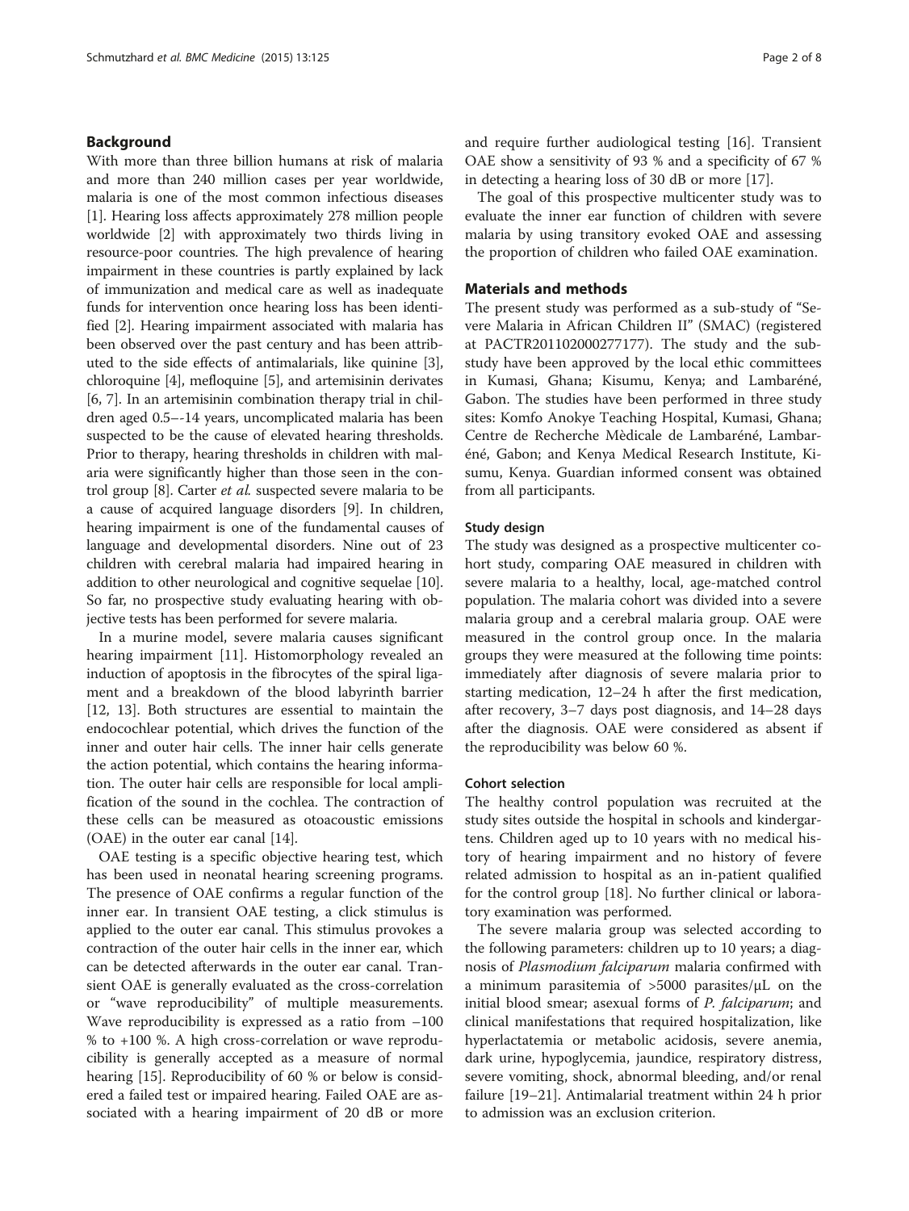## Background

With more than three billion humans at risk of malaria and more than 240 million cases per year worldwide, malaria is one of the most common infectious diseases [1]. Hearing loss affects approximately 278 million people worldwide [2] with approximately two thirds living in resource-poor countries. The high prevalence of hearing impairment in these countries is partly explained by lack of immunization and medical care as well as inadequate funds for intervention once hearing loss has been identified [2]. Hearing impairment associated with malaria has been observed over the past century and has been attributed to the side effects of antimalarials, like quinine [3], chloroquine [4], mefloquine [5], and artemisinin derivates [6, 7]. In an artemisinin combination therapy trial in children aged 0.5–-14 years, uncomplicated malaria has been suspected to be the cause of elevated hearing thresholds. Prior to therapy, hearing thresholds in children with malaria were significantly higher than those seen in the control group [8]. Carter *et al.* suspected severe malaria to be a cause of acquired language disorders [9]. In children, hearing impairment is one of the fundamental causes of language and developmental disorders. Nine out of 23 children with cerebral malaria had impaired hearing in addition to other neurological and cognitive sequelae [10]. So far, no prospective study evaluating hearing with objective tests has been performed for severe malaria.

In a murine model, severe malaria causes significant hearing impairment [11]. Histomorphology revealed an induction of apoptosis in the fibrocytes of the spiral ligament and a breakdown of the blood labyrinth barrier [12, 13]. Both structures are essential to maintain the endocochlear potential, which drives the function of the inner and outer hair cells. The inner hair cells generate the action potential, which contains the hearing information. The outer hair cells are responsible for local amplification of the sound in the cochlea. The contraction of these cells can be measured as otoacoustic emissions (OAE) in the outer ear canal [14].

OAE testing is a specific objective hearing test, which has been used in neonatal hearing screening programs. The presence of OAE confirms a regular function of the inner ear. In transient OAE testing, a click stimulus is applied to the outer ear canal. This stimulus provokes a contraction of the outer hair cells in the inner ear, which can be detected afterwards in the outer ear canal. Transient OAE is generally evaluated as the cross-correlation or "wave reproducibility" of multiple measurements. Wave reproducibility is expressed as a ratio from −100 % to +100 %. A high cross-correlation or wave reproducibility is generally accepted as a measure of normal hearing [15]. Reproducibility of 60 % or below is considered a failed test or impaired hearing. Failed OAE are associated with a hearing impairment of 20 dB or more and require further audiological testing [16]. Transient OAE show a sensitivity of 93 % and a specificity of 67 % in detecting a hearing loss of 30 dB or more [17].

The goal of this prospective multicenter study was to evaluate the inner ear function of children with severe malaria by using transitory evoked OAE and assessing the proportion of children who failed OAE examination.

## Materials and methods

The present study was performed as a sub-study of "Severe Malaria in African Children II" (SMAC) (registered at PACTR201102000277177). The study and the substudy have been approved by the local ethic committees in Kumasi, Ghana; Kisumu, Kenya; and Lambaréné, Gabon. The studies have been performed in three study sites: Komfo Anokye Teaching Hospital, Kumasi, Ghana; Centre de Recherche Mèdicale de Lambaréné, Lambaréné, Gabon; and Kenya Medical Research Institute, Kisumu, Kenya. Guardian informed consent was obtained from all participants.

### Study design

The study was designed as a prospective multicenter cohort study, comparing OAE measured in children with severe malaria to a healthy, local, age-matched control population. The malaria cohort was divided into a severe malaria group and a cerebral malaria group. OAE were measured in the control group once. In the malaria groups they were measured at the following time points: immediately after diagnosis of severe malaria prior to starting medication, 12–24 h after the first medication, after recovery, 3–7 days post diagnosis, and 14–28 days after the diagnosis. OAE were considered as absent if the reproducibility was below 60 %.

### Cohort selection

The healthy control population was recruited at the study sites outside the hospital in schools and kindergartens. Children aged up to 10 years with no medical history of hearing impairment and no history of fevere related admission to hospital as an in-patient qualified for the control group [18]. No further clinical or laboratory examination was performed.

The severe malaria group was selected according to the following parameters: children up to 10 years; a diagnosis of *Plasmodium falciparum* malaria confirmed with a minimum parasitemia of >5000 parasites/μL on the initial blood smear; asexual forms of *P. falciparum*; and clinical manifestations that required hospitalization, like hyperlactatemia or metabolic acidosis, severe anemia, dark urine, hypoglycemia, jaundice, respiratory distress, severe vomiting, shock, abnormal bleeding, and/or renal failure [19–21]. Antimalarial treatment within 24 h prior to admission was an exclusion criterion.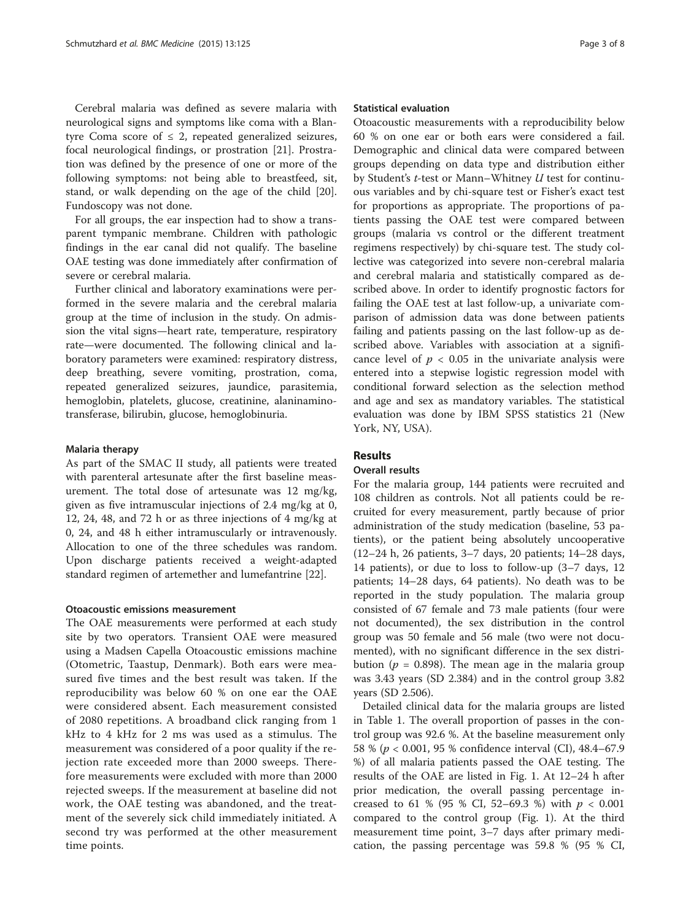Cerebral malaria was defined as severe malaria with neurological signs and symptoms like coma with a Blantyre Coma score of ≤ 2, repeated generalized seizures, focal neurological findings, or prostration [21]. Prostration was defined by the presence of one or more of the following symptoms: not being able to breastfeed, sit, stand, or walk depending on the age of the child [20]. Fundoscopy was not done.

For all groups, the ear inspection had to show a transparent tympanic membrane. Children with pathologic findings in the ear canal did not qualify. The baseline OAE testing was done immediately after confirmation of severe or cerebral malaria.

Further clinical and laboratory examinations were performed in the severe malaria and the cerebral malaria group at the time of inclusion in the study. On admission the vital signs—heart rate, temperature, respiratory rate—were documented. The following clinical and laboratory parameters were examined: respiratory distress, deep breathing, severe vomiting, prostration, coma, repeated generalized seizures, jaundice, parasitemia, hemoglobin, platelets, glucose, creatinine, alaninaminotransferase, bilirubin, glucose, hemoglobinuria.

#### Malaria therapy

As part of the SMAC II study, all patients were treated with parenteral artesunate after the first baseline measurement. The total dose of artesunate was 12 mg/kg, given as five intramuscular injections of 2.4 mg/kg at 0, 12, 24, 48, and 72 h or as three injections of 4 mg/kg at 0, 24, and 48 h either intramuscularly or intravenously. Allocation to one of the three schedules was random. Upon discharge patients received a weight-adapted standard regimen of artemether and lumefantrine [22].

#### Otoacoustic emissions measurement

The OAE measurements were performed at each study site by two operators. Transient OAE were measured using a Madsen Capella Otoacoustic emissions machine (Otometric, Taastup, Denmark). Both ears were measured five times and the best result was taken. If the reproducibility was below 60 % on one ear the OAE were considered absent. Each measurement consisted of 2080 repetitions. A broadband click ranging from 1 kHz to 4 kHz for 2 ms was used as a stimulus. The measurement was considered of a poor quality if the rejection rate exceeded more than 2000 sweeps. Therefore measurements were excluded with more than 2000 rejected sweeps. If the measurement at baseline did not work, the OAE testing was abandoned, and the treatment of the severely sick child immediately initiated. A second try was performed at the other measurement time points.

#### Statistical evaluation

Otoacoustic measurements with a reproducibility below 60 % on one ear or both ears were considered a fail. Demographic and clinical data were compared between groups depending on data type and distribution either by Student's *t*-test or Mann–Whitney *U* test for continuous variables and by chi-square test or Fisher's exact test for proportions as appropriate. The proportions of patients passing the OAE test were compared between groups (malaria vs control or the different treatment regimens respectively) by chi-square test. The study collective was categorized into severe non-cerebral malaria and cerebral malaria and statistically compared as described above. In order to identify prognostic factors for failing the OAE test at last follow-up, a univariate comparison of admission data was done between patients failing and patients passing on the last follow-up as described above. Variables with association at a significance level of $p < 0.05$ in the univariate analysis were entered into a stepwise logistic regression model with conditional forward selection as the selection method and age and sex as mandatory variables. The statistical evaluation was done by IBM SPSS statistics 21 (New York, NY, USA).

## Results

### Overall results

For the malaria group, 144 patients were recruited and 108 children as controls. Not all patients could be recruited for every measurement, partly because of prior administration of the study medication (baseline, 53 patients), or the patient being absolutely uncooperative (12–24 h, 26 patients, 3–7 days, 20 patients; 14–28 days, 14 patients), or due to loss to follow-up (3–7 days, 12 patients; 14–28 days, 64 patients). No death was to be reported in the study population. The malaria group consisted of 67 female and 73 male patients (four were not documented), the sex distribution in the control group was 50 female and 56 male (two were not documented), with no significant difference in the sex distribution ($p = 0.898$). The mean age in the malaria group was 3.43 years (SD 2.384) and in the control group 3.82 years (SD 2.506).

Detailed clinical data for the malaria groups are listed in Table 1. The overall proportion of passes in the control group was 92.6 %. At the baseline measurement only 58 % ($p < 0.001$, 95 % confidence interval (CI), 48.4–67.9 %) of all malaria patients passed the OAE testing. The results of the OAE are listed in Fig. 1. At 12–24 h after prior medication, the overall passing percentage increased to 61 % (95 % CI, 52–69.3 %) with $p < 0.001$ compared to the control group (Fig. 1). At the third measurement time point, 3–7 days after primary medication, the passing percentage was 59.8 % (95 % CI,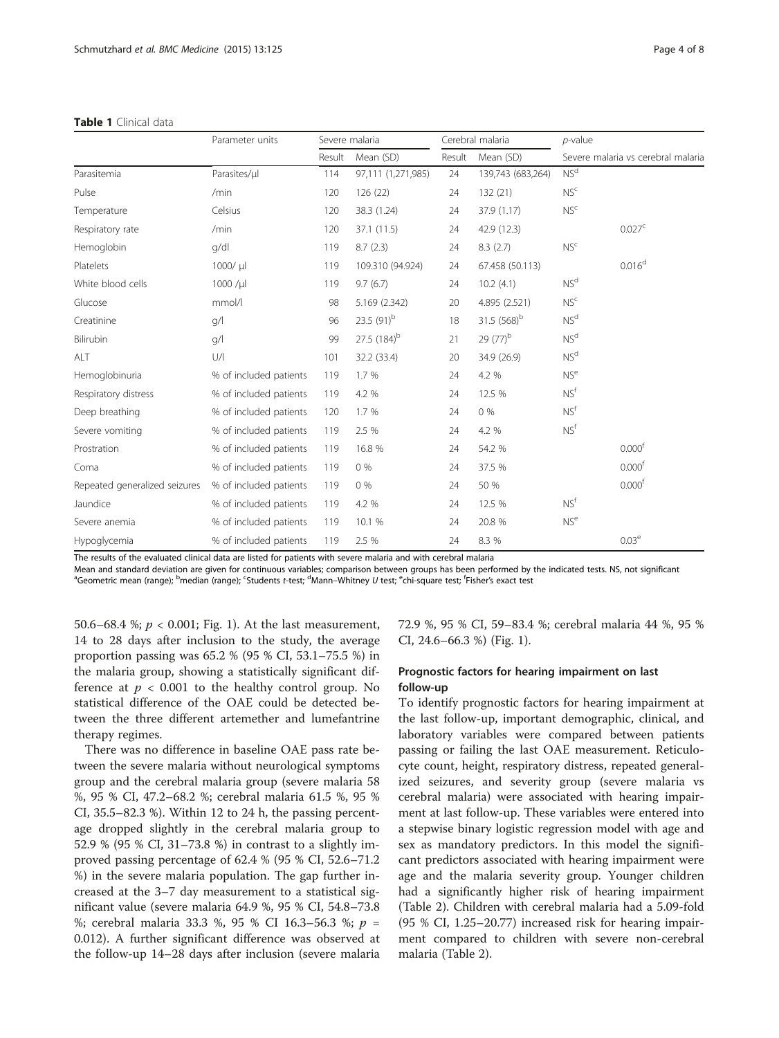**Table 1** Clinical data

| | Parameter units | Severe malaria | | Cerebral malaria | | *p*-value |
|---|---|---|---|---|---|---|
| | | Result | Mean (SD) | Result | Mean (SD) | Severe malaria vs cerebral malaria |
| Parasitemia | Parasites/µl | 114 | 97,111 (1,271,985) | 24 | 139,743 (683,264) | NS[d] |
| Pulse | /min | 120 | 126 (22) | 24 | 132 (21) | NS[c] |
| Temperature | Celsius | 120 | 38.3 (1.24) | 24 | 37.9 (1.17) | NS[c] |
| Respiratory rate | /min | 120 | 37.1 (11.5) | 24 | 42.9 (12.3) | 0.027[c] |
| Hemoglobin | g/dl | 119 | 8.7 (2.3) | 24 | 8.3 (2.7) | NS[c] |
| Platelets | 1000/ µl | 119 | 109.310 (94.924) | 24 | 67.458 (50.113) | 0.016[d] |
| White blood cells | 1000 /µl | 119 | 9.7 (6.7) | 24 | 10.2 (4.1) | NS[d] |
| Glucose | mmol/l | 98 | 5.169 (2.342) | 20 | 4.895 (2.521) | NS[c] |
| Creatinine | g/l | 96 | 23.5 (91)[b] | 18 | 31.5 (568)[b] | NS[d] |
| Bilirubin | g/l | 99 | 27.5 (184)[b] | 21 | 29 (77)[b] | NS[d] |
| ALT | U/l | 101 | 32.2 (33.4) | 20 | 34.9 (26.9) | NS[d] |
| Hemoglobinuria | % of included patients | 119 | 1.7 % | 24 | 4.2 % | NS[e] |
| Respiratory distress | % of included patients | 119 | 4.2 % | 24 | 12.5 % | NS[f] |
| Deep breathing | % of included patients | 120 | 1.7 % | 24 | 0 % | NS[f] |
| Severe vomiting | % of included patients | 119 | 2.5 % | 24 | 4.2 % | NS[f] |
| Prostration | % of included patients | 119 | 16.8 % | 24 | 54.2 % | 0.000[f] |
| Coma | % of included patients | 119 | 0 % | 24 | 37.5 % | 0.000[f] |
| Repeated generalized seizures | % of included patients | 119 | 0 % | 24 | 50 % | 0.000[f] |
| Jaundice | % of included patients | 119 | 4.2 % | 24 | 12.5 % | NS[f] |
| Severe anemia | % of included patients | 119 | 10.1 % | 24 | 20.8 % | NS[e] |
| Hypoglycemia | % of included patients | 119 | 2.5 % | 24 | 8.3 % | 0.03[e] |

The results of the evaluated clinical data are listed for patients with severe malaria and with cerebral malaria

Mean and standard deviation are given for continuous variables; comparison between groups has been performed by the indicated tests. NS, not significant
[a]Geometric mean (range); [b]median (range); [c]Students *t*-test; [d]Mann–Whitney *U* test; [e]chi-square test; [f]Fisher's exact test

50.6–68.4 %; $p < 0.001$; Fig. 1). At the last measurement, 14 to 28 days after inclusion to the study, the average proportion passing was 65.2 % (95 % CI, 53.1–75.5 %) in the malaria group, showing a statistically significant difference at $p < 0.001$ to the healthy control group. No statistical difference of the OAE could be detected between the three different artemether and lumefantrine therapy regimes.

There was no difference in baseline OAE pass rate between the severe malaria without neurological symptoms group and the cerebral malaria group (severe malaria 58 %, 95 % CI, 47.2–68.2 %; cerebral malaria 61.5 %, 95 % CI, 35.5–82.3 %). Within 12 to 24 h, the passing percentage dropped slightly in the cerebral malaria group to 52.9 % (95 % CI, 31–73.8 %) in contrast to a slightly improved passing percentage of 62.4 % (95 % CI, 52.6–71.2 %) in the severe malaria population. The gap further increased at the 3–7 day measurement to a statistical significant value (severe malaria 64.9 %, 95 % CI, 54.8–73.8 %; cerebral malaria 33.3 %, 95 % CI 16.3–56.3 %; $p$ = 0.012). A further significant difference was observed at the follow-up 14–28 days after inclusion (severe malaria 72.9 %, 95 % CI, 59–83.4 %; cerebral malaria 44 %, 95 % CI, 24.6–66.3 %) (Fig. 1).

## Prognostic factors for hearing impairment on last follow-up

To identify prognostic factors for hearing impairment at the last follow-up, important demographic, clinical, and laboratory variables were compared between patients passing or failing the last OAE measurement. Reticulocyte count, height, respiratory distress, repeated generalized seizures, and severity group (severe malaria vs cerebral malaria) were associated with hearing impairment at last follow-up. These variables were entered into a stepwise binary logistic regression model with age and sex as mandatory predictors. In this model the significant predictors associated with hearing impairment were age and the malaria severity group. Younger children had a significantly higher risk of hearing impairment (Table 2). Children with cerebral malaria had a 5.09-fold (95 % CI, 1.25–20.77) increased risk for hearing impairment compared to children with severe non-cerebral malaria (Table 2).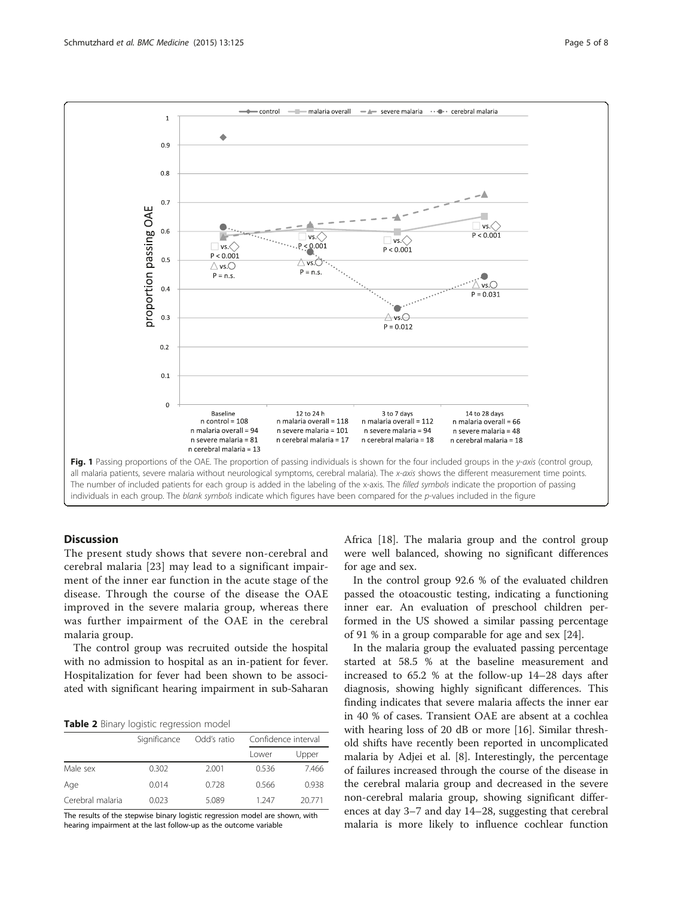**Fig. 1** Passing proportions of the OAE. The proportion of passing individuals is shown for the four included groups in the *y-axis* (control group, all malaria patients, severe malaria without neurological symptoms, cerebral malaria). The *x-axis* shows the different measurement time points. The number of included patients for each group is added in the labeling of the x-axis. The *filled symbols* indicate the proportion of passing individuals in each group. The *blank symbols* indicate which figures have been compared for the *p*-values included in the figure

## Discussion

The present study shows that severe non-cerebral and cerebral malaria [23] may lead to a significant impairment of the inner ear function in the acute stage of the disease. Through the course of the disease the OAE improved in the severe malaria group, whereas there was further impairment of the OAE in the cerebral malaria group.

The control group was recruited outside the hospital with no admission to hospital as an in-patient for fever. Hospitalization for fever had been shown to be associated with significant hearing impairment in sub-Saharan Africa [18]. The malaria group and the control group were well balanced, showing no significant differences for age and sex.

**Table 2** Binary logistic regression model

| | Significance | Odd's ratio | Confidence interval | |
|---|---|---|---|---|
| | | | Lower | Upper |
| Male sex | 0.302 | 2.001 | 0.536 | 7.466 |
| Age | 0.014 | 0.728 | 0.566 | 0.938 |
| Cerebral malaria | 0.023 | 5.089 | 1.247 | 20.771 |

The results of the stepwise binary logistic regression model are shown, with hearing impairment at the last follow-up as the outcome variable

In the control group 92.6 % of the evaluated children passed the otoacoustic testing, indicating a functioning inner ear. An evaluation of preschool children performed in the US showed a similar passing percentage of 91 % in a group comparable for age and sex [24].

In the malaria group the evaluated passing percentage started at 58.5 % at the baseline measurement and increased to 65.2 % at the follow-up 14–28 days after diagnosis, showing highly significant differences. This finding indicates that severe malaria affects the inner ear in 40 % of cases. Transient OAE are absent at a cochlea with hearing loss of 20 dB or more [16]. Similar threshold shifts have recently been reported in uncomplicated malaria by Adjei et al. [8]. Interestingly, the percentage of failures increased through the course of the disease in the cerebral malaria group and decreased in the severe non-cerebral malaria group, showing significant differences at day 3–7 and day 14–28, suggesting that cerebral malaria is more likely to influence cochlear function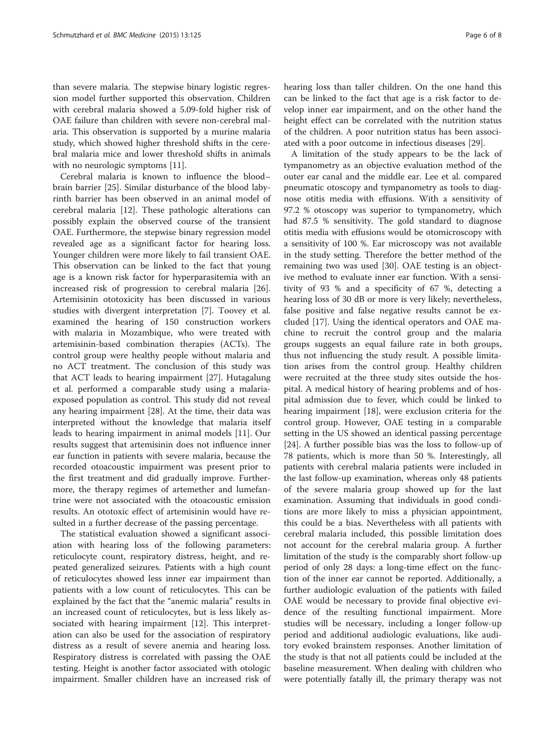than severe malaria. The stepwise binary logistic regression model further supported this observation. Children with cerebral malaria showed a 5.09-fold higher risk of OAE failure than children with severe non-cerebral malaria. This observation is supported by a murine malaria study, which showed higher threshold shifts in the cerebral malaria mice and lower threshold shifts in animals with no neurologic symptoms [11].

Cerebral malaria is known to influence the blood–brain barrier [25]. Similar disturbance of the blood labyrinth barrier has been observed in an animal model of cerebral malaria [12]. These pathologic alterations can possibly explain the observed course of the transient OAE. Furthermore, the stepwise binary regression model revealed age as a significant factor for hearing loss. Younger children were more likely to fail transient OAE. This observation can be linked to the fact that young age is a known risk factor for hyperparasitemia with an increased risk of progression to cerebral malaria [26]. Artemisinin ototoxicity has been discussed in various studies with divergent interpretation [7]. Toovey et al. examined the hearing of 150 construction workers with malaria in Mozambique, who were treated with artemisinin-based combination therapies (ACTs). The control group were healthy people without malaria and no ACT treatment. The conclusion of this study was that ACT leads to hearing impairment [27]. Hutagalung et al. performed a comparable study using a malaria-exposed population as control. This study did not reveal any hearing impairment [28]. At the time, their data was interpreted without the knowledge that malaria itself leads to hearing impairment in animal models [11]. Our results suggest that artemisinin does not influence inner ear function in patients with severe malaria, because the recorded otoacoustic impairment was present prior to the first treatment and did gradually improve. Furthermore, the therapy regimes of artemether and lumefantrine were not associated with the otoacoustic emission results. An ototoxic effect of artemisinin would have resulted in a further decrease of the passing percentage.

The statistical evaluation showed a significant association with hearing loss of the following parameters: reticulocyte count, respiratory distress, height, and repeated generalized seizures. Patients with a high count of reticulocytes showed less inner ear impairment than patients with a low count of reticulocytes. This can be explained by the fact that the "anemic malaria" results in an increased count of reticulocytes, but is less likely associated with hearing impairment [12]. This interpretation can also be used for the association of respiratory distress as a result of severe anemia and hearing loss. Respiratory distress is correlated with passing the OAE testing. Height is another factor associated with otologic impairment. Smaller children have an increased risk of hearing loss than taller children. On the one hand this can be linked to the fact that age is a risk factor to develop inner ear impairment, and on the other hand the height effect can be correlated with the nutrition status of the children. A poor nutrition status has been associated with a poor outcome in infectious diseases [29].

A limitation of the study appears to be the lack of tympanometry as an objective evaluation method of the outer ear canal and the middle ear. Lee et al. compared pneumatic otoscopy and tympanometry as tools to diagnose otitis media with effusions. With a sensitivity of 97.2 % otoscopy was superior to tympanometry, which had 87.5 % sensitivity. The gold standard to diagnose otitis media with effusions would be otomicroscopy with a sensitivity of 100 %. Ear microscopy was not available in the study setting. Therefore the better method of the remaining two was used [30]. OAE testing is an objective method to evaluate inner ear function. With a sensitivity of 93 % and a specificity of 67 %, detecting a hearing loss of 30 dB or more is very likely; nevertheless, false positive and false negative results cannot be excluded [17]. Using the identical operators and OAE machine to recruit the control group and the malaria groups suggests an equal failure rate in both groups, thus not influencing the study result. A possible limitation arises from the control group. Healthy children were recruited at the three study sites outside the hospital. A medical history of hearing problems and of hospital admission due to fever, which could be linked to hearing impairment [18], were exclusion criteria for the control group. However, OAE testing in a comparable setting in the US showed an identical passing percentage [24]. A further possible bias was the loss to follow-up of 78 patients, which is more than 50 %. Interestingly, all patients with cerebral malaria patients were included in the last follow-up examination, whereas only 48 patients of the severe malaria group showed up for the last examination. Assuming that individuals in good conditions are more likely to miss a physician appointment, this could be a bias. Nevertheless with all patients with cerebral malaria included, this possible limitation does not account for the cerebral malaria group. A further limitation of the study is the comparably short follow-up period of only 28 days: a long-time effect on the function of the inner ear cannot be reported. Additionally, a further audiologic evaluation of the patients with failed OAE would be necessary to provide final objective evidence of the resulting functional impairment. More studies will be necessary, including a longer follow-up period and additional audiologic evaluations, like auditory evoked brainstem responses. Another limitation of the study is that not all patients could be included at the baseline measurement. When dealing with children who were potentially fatally ill, the primary therapy was not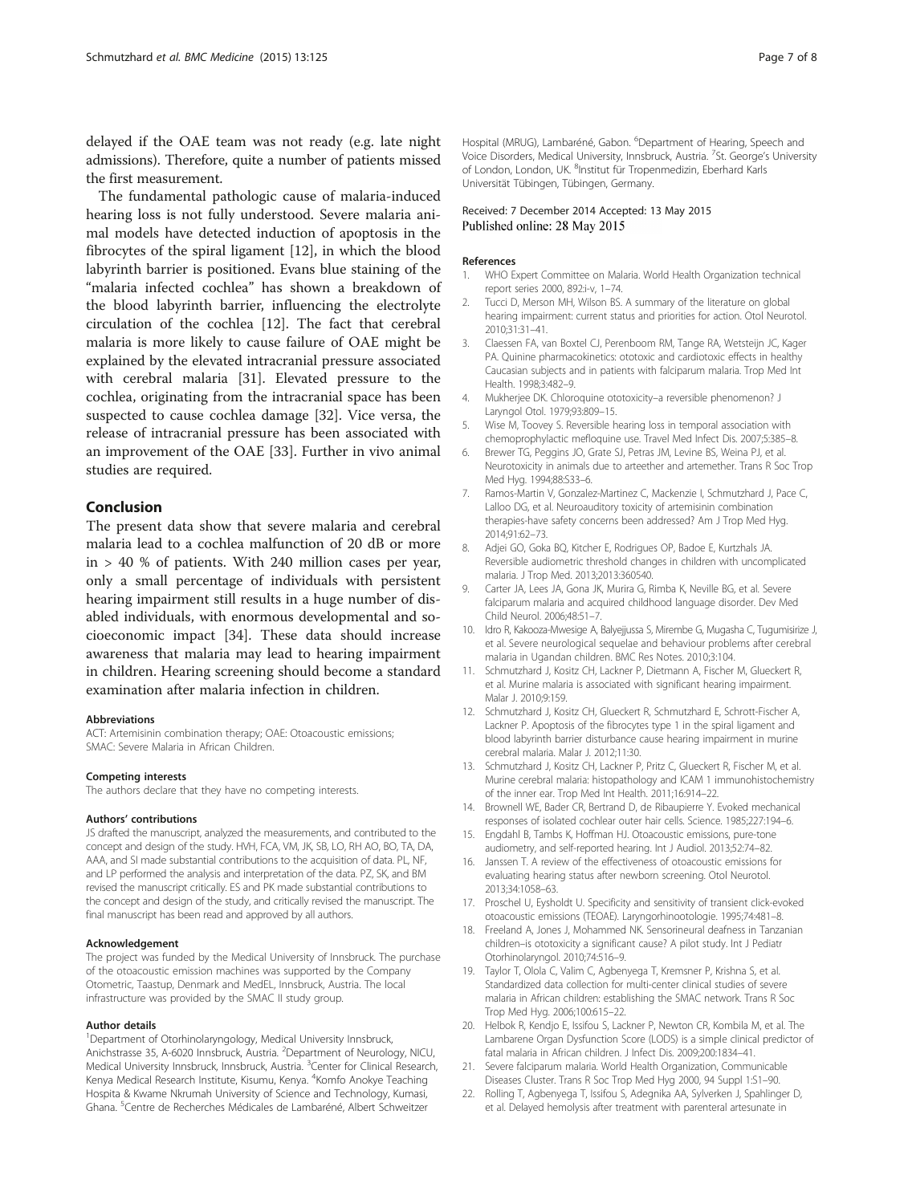delayed if the OAE team was not ready (e.g. late night admissions). Therefore, quite a number of patients missed the first measurement.

The fundamental pathologic cause of malaria-induced hearing loss is not fully understood. Severe malaria animal models have detected induction of apoptosis in the fibrocytes of the spiral ligament [12], in which the blood labyrinth barrier is positioned. Evans blue staining of the "malaria infected cochlea" has shown a breakdown of the blood labyrinth barrier, influencing the electrolyte circulation of the cochlea [12]. The fact that cerebral malaria is more likely to cause failure of OAE might be explained by the elevated intracranial pressure associated with cerebral malaria [31]. Elevated pressure to the cochlea, originating from the intracranial space has been suspected to cause cochlea damage [32]. Vice versa, the release of intracranial pressure has been associated with an improvement of the OAE [33]. Further in vivo animal studies are required.

## Conclusion

The present data show that severe malaria and cerebral malaria lead to a cochlea malfunction of 20 dB or more in > 40 % of patients. With 240 million cases per year, only a small percentage of individuals with persistent hearing impairment still results in a huge number of disabled individuals, with enormous developmental and socioeconomic impact [34]. These data should increase awareness that malaria may lead to hearing impairment in children. Hearing screening should become a standard examination after malaria infection in children.

#### Abbreviations

ACT: Artemisinin combination therapy; OAE: Otoacoustic emissions; SMAC: Severe Malaria in African Children.

#### Competing interests

The authors declare that they have no competing interests.

#### Authors' contributions

JS drafted the manuscript, analyzed the measurements, and contributed to the concept and design of the study. HVH, FCA, VM, JK, SB, LO, RH AO, BO, TA, DA, AAA, and SI made substantial contributions to the acquisition of data. PL, NF, and LP performed the analysis and interpretation of the data. PZ, SK, and BM revised the manuscript critically. ES and PK made substantial contributions to the concept and design of the study, and critically revised the manuscript. The final manuscript has been read and approved by all authors.

#### Acknowledgement

The project was funded by the Medical University of Innsbruck. The purchase of the otoacoustic emission machines was supported by the Company Otometric, Taastup, Denmark and MedEL, Innsbruck, Austria. The local infrastructure was provided by the SMAC II study group.

#### Author details

[1]Department of Otorhinolaryngology, Medical University Innsbruck, Anichstrasse 35, A-6020 Innsbruck, Austria. [2]Department of Neurology, NICU, Medical University Innsbruck, Innsbruck, Austria. [3]Center for Clinical Research, Kenya Medical Research Institute, Kisumu, Kenya. [4]Komfo Anokye Teaching Hospita & Kwame Nkrumah University of Science and Technology, Kumasi, Ghana. [5]Centre de Recherches Médicales de Lambaréné, Albert Schweitzer Hospital (MRUG), Lambaréné, Gabon. [6]Department of Hearing, Speech and Voice Disorders, Medical University, Innsbruck, Austria. [7]St. George's University of London, London, UK. [8]Institut für Tropenmedizin, Eberhard Karls Universität Tübingen, Tübingen, Germany.

Received: 7 December 2014 Accepted: 13 May 2015
Published online: 28 May 2015

#### References

1. WHO Expert Committee on Malaria. World Health Organization technical report series 2000, 892:i-v, 1–74.
2. Tucci D, Merson MH, Wilson BS. A summary of the literature on global hearing impairment: current status and priorities for action. Otol Neurotol. 2010;31:31–41.
3. Claessen FA, van Boxtel CJ, Perenboom RM, Tange RA, Wetsteijn JC, Kager PA. Quinine pharmacokinetics: ototoxic and cardiotoxic effects in healthy Caucasian subjects and in patients with falciparum malaria. Trop Med Int Health. 1998;3:482–9.
4. Mukherjee DK. Chloroquine ototoxicity–a reversible phenomenon? J Laryngol Otol. 1979;93:809–15.
5. Wise M, Toovey S. Reversible hearing loss in temporal association with chemoprophylactic mefloquine use. Travel Med Infect Dis. 2007;5:385–8.
6. Brewer TG, Peggins JO, Grate SJ, Petras JM, Levine BS, Weina PJ, et al. Neurotoxicity in animals due to arteether and artemether. Trans R Soc Trop Med Hyg. 1994;88:S33–6.
7. Ramos-Martin V, Gonzalez-Martinez C, Mackenzie I, Schmutzhard J, Pace C, Lalloo DG, et al. Neuroauditory toxicity of artemisinin combination therapies-have safety concerns been addressed? Am J Trop Med Hyg. 2014;91:62–73.
8. Adjei GO, Goka BQ, Kitcher E, Rodrigues OP, Badoe E, Kurtzhals JA. Reversible audiometric threshold changes in children with uncomplicated malaria. J Trop Med. 2013;2013:360540.
9. Carter JA, Lees JA, Gona JK, Murira G, Rimba K, Neville BG, et al. Severe falciparum malaria and acquired childhood language disorder. Dev Med Child Neurol. 2006;48:51–7.
10. Idro R, Kakooza-Mwesige A, Balyejjussa S, Mirembe G, Mugasha C, Tugumisirize J, et al. Severe neurological sequelae and behaviour problems after cerebral malaria in Ugandan children. BMC Res Notes. 2010;3:104.
11. Schmutzhard J, Kositz CH, Lackner P, Dietmann A, Fischer M, Glueckert R, et al. Murine malaria is associated with significant hearing impairment. Malar J. 2010;9:159.
12. Schmutzhard J, Kositz CH, Glueckert R, Schmutzhard E, Schrott-Fischer A, Lackner P. Apoptosis of the fibrocytes type 1 in the spiral ligament and blood labyrinth barrier disturbance cause hearing impairment in murine cerebral malaria. Malar J. 2012;11:30.
13. Schmutzhard J, Kositz CH, Lackner P, Pritz C, Glueckert R, Fischer M, et al. Murine cerebral malaria: histopathology and ICAM 1 immunohistochemistry of the inner ear. Trop Med Int Health. 2011;16:914–22.
14. Brownell WE, Bader CR, Bertrand D, de Ribaupierre Y. Evoked mechanical responses of isolated cochlear outer hair cells. Science. 1985;227:194–6.
15. Engdahl B, Tambs K, Hoffman HJ. Otoacoustic emissions, pure-tone audiometry, and self-reported hearing. Int J Audiol. 2013;52:74–82.
16. Janssen T. A review of the effectiveness of otoacoustic emissions for evaluating hearing status after newborn screening. Otol Neurotol. 2013;34:1058–63.
17. Proschel U, Eysholdt U. Specificity and sensitivity of transient click-evoked otoacoustic emissions (TEOAE). Laryngorhinootologie. 1995;74:481–8.
18. Freeland A, Jones J, Mohammed NK. Sensorineural deafness in Tanzanian children–is ototoxicity a significant cause? A pilot study. Int J Pediatr Otorhinolaryngol. 2010;74:516–9.
19. Taylor T, Olola C, Valim C, Agbenyega T, Kremsner P, Krishna S, et al. Standardized data collection for multi-center clinical studies of severe malaria in African children: establishing the SMAC network. Trans R Soc Trop Med Hyg. 2006;100:615–22.
20. Helbok R, Kendjo E, Issifou S, Lackner P, Newton CR, Kombila M, et al. The Lambarene Organ Dysfunction Score (LODS) is a simple clinical predictor of fatal malaria in African children. J Infect Dis. 2009;200:1834–41.
21. Severe falciparum malaria. World Health Organization, Communicable Diseases Cluster. Trans R Soc Trop Med Hyg 2000, 94 Suppl 1:S1–90.
22. Rolling T, Agbenyega T, Issifou S, Adegnika AA, Sylverken J, Spahlinger D, et al. Delayed hemolysis after treatment with parenteral artesunate in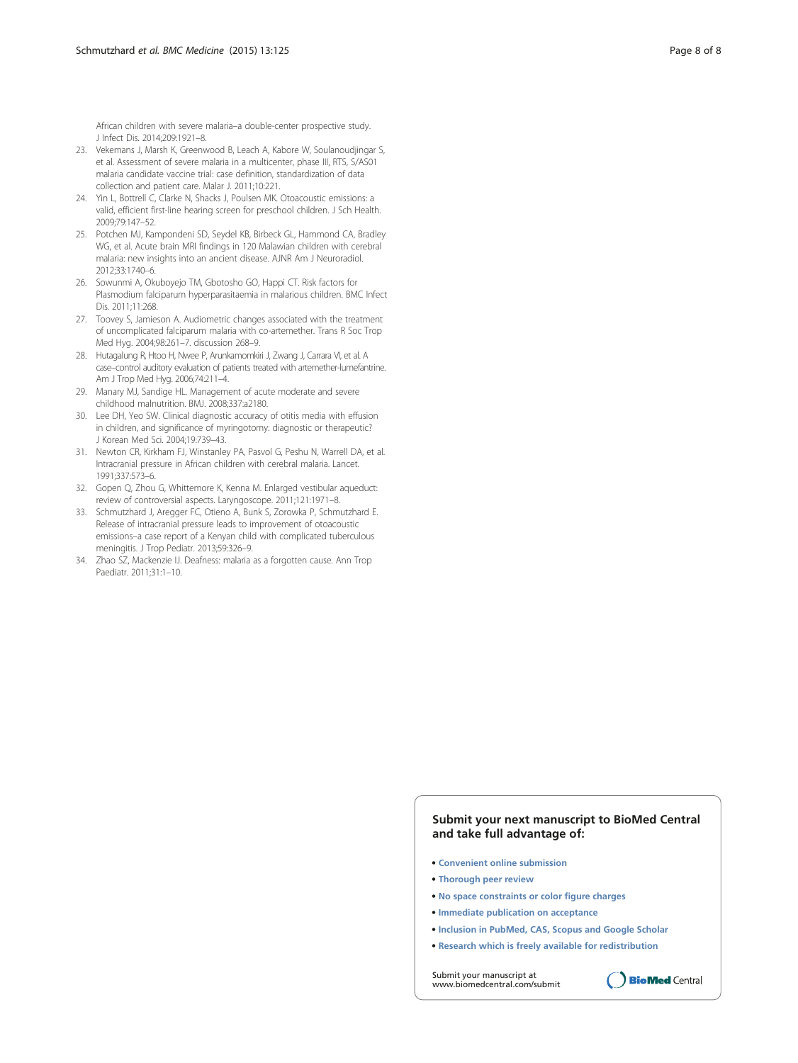African children with severe malaria–a double-center prospective study. J Infect Dis. 2014;209:1921–8.

23. Vekemans J, Marsh K, Greenwood B, Leach A, Kabore W, Soulanoudjingar S, et al. Assessment of severe malaria in a multicenter, phase III, RTS, S/AS01 malaria candidate vaccine trial: case definition, standardization of data collection and patient care. Malar J. 2011;10:221.
24. Yin L, Bottrell C, Clarke N, Shacks J, Poulsen MK. Otoacoustic emissions: a valid, efficient first-line hearing screen for preschool children. J Sch Health. 2009;79:147–52.
25. Potchen MJ, Kampondeni SD, Seydel KB, Birbeck GL, Hammond CA, Bradley WG, et al. Acute brain MRI findings in 120 Malawian children with cerebral malaria: new insights into an ancient disease. AJNR Am J Neuroradiol. 2012;33:1740–6.
26. Sowunmi A, Okuboyejo TM, Gbotosho GO, Happi CT. Risk factors for Plasmodium falciparum hyperparasitaemia in malarious children. BMC Infect Dis. 2011;11:268.
27. Toovey S, Jamieson A. Audiometric changes associated with the treatment of uncomplicated falciparum malaria with co-artemether. Trans R Soc Trop Med Hyg. 2004;98:261–7. discussion 268–9.
28. Hutagalung R, Htoo H, Nwee P, Arunkamomkiri J, Zwang J, Carrara VI, et al. A case–control auditory evaluation of patients treated with artemether-lumefantrine. Am J Trop Med Hyg. 2006;74:211–4.
29. Manary MJ, Sandige HL. Management of acute moderate and severe childhood malnutrition. BMJ. 2008;337:a2180.
30. Lee DH, Yeo SW. Clinical diagnostic accuracy of otitis media with effusion in children, and significance of myringotomy: diagnostic or therapeutic? J Korean Med Sci. 2004;19:739–43.
31. Newton CR, Kirkham FJ, Winstanley PA, Pasvol G, Peshu N, Warrell DA, et al. Intracranial pressure in African children with cerebral malaria. Lancet. 1991;337:573–6.
32. Gopen Q, Zhou G, Whittemore K, Kenna M. Enlarged vestibular aqueduct: review of controversial aspects. Laryngoscope. 2011;121:1971–8.
33. Schmutzhard J, Aregger FC, Otieno A, Bunk S, Zorowka P, Schmutzhard E. Release of intracranial pressure leads to improvement of otoacoustic emissions–a case report of a Kenyan child with complicated tuberculous meningitis. J Trop Pediatr. 2013;59:326–9.
34. Zhao SZ, Mackenzie IJ. Deafness: malaria as a forgotten cause. Ann Trop Paediatr. 2011;31:1–10.

**Submit your next manuscript to BioMed Central and take full advantage of:**

- **Convenient online submission**
- **Thorough peer review**
- **No space constraints or color figure charges**
- **Immediate publication on acceptance**
- **Inclusion in PubMed, CAS, Scopus and Google Scholar**
- **Research which is freely available for redistribution**

Submit your manuscript at www.biomedcentral.com/submit

BioMed Central